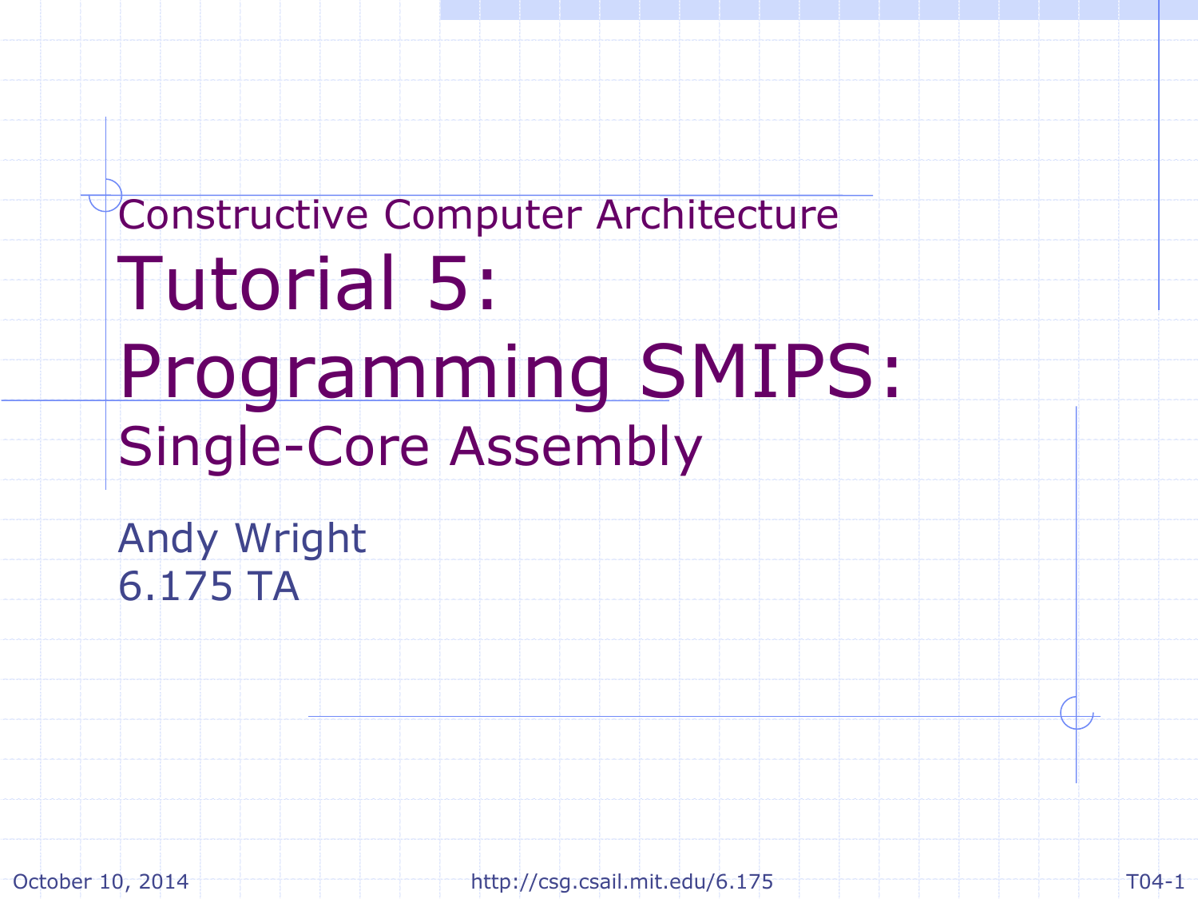Constructive Computer Architecture

# Tutorial 5: Programming SMIPS:

## Single-Core Assembly

Andy Wright
6.175 TA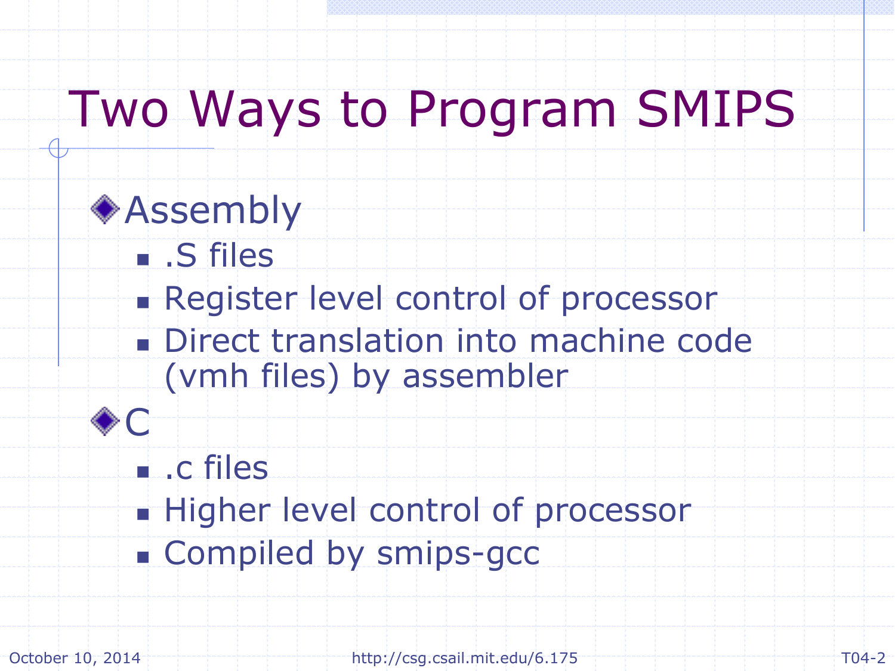# Two Ways to Program SMIPS

- Assembly
  - .S files
  - Register level control of processor
  - Direct translation into machine code (vmh files) by assembler
- C
  - .c files
  - Higher level control of processor
  - Compiled by smips-gcc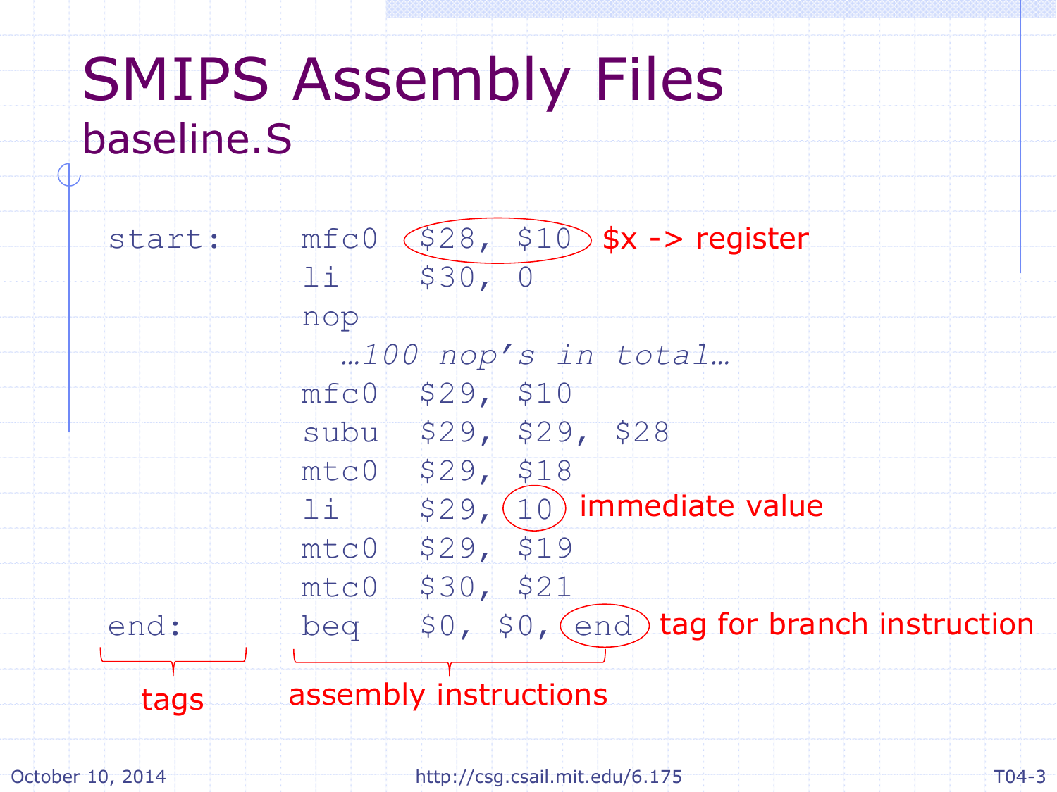# SMIPS Assembly Files

## baseline.S

```
start:    mfc0   $28, $10          $x -> register
          li     $30, 0
          nop
            …100 nop's in total…
          mfc0   $29, $10
          subu   $29, $29, $28
          mtc0   $29, $18
          li     $29, 10           immediate value
          mtc0   $29, $19
          mtc0   $30, $21
end:      beq    $0, $0, end       tag for branch instruction
```

- tags: `start:`, `end:`
- assembly instructions: the instruction column
- `$28, $10`: $x -> register
- `10`: immediate value
- `end` (in `beq`): tag for branch instruction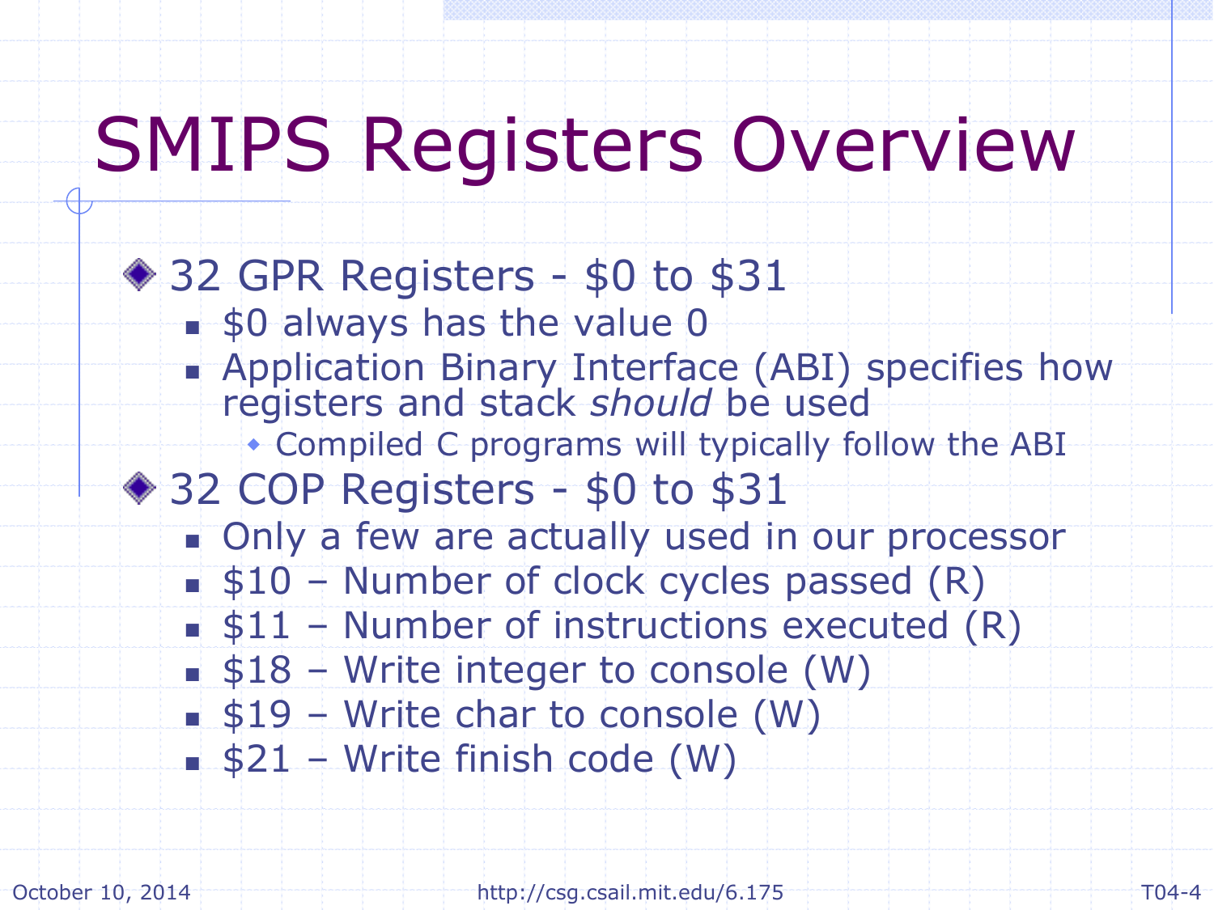# SMIPS Registers Overview

- 32 GPR Registers - $0 to $31
  - $0 always has the value 0
  - Application Binary Interface (ABI) specifies how registers and stack *should* be used
    - Compiled C programs will typically follow the ABI
- 32 COP Registers - $0 to $31
  - Only a few are actually used in our processor
  - $10 – Number of clock cycles passed (R)
  - $11 – Number of instructions executed (R)
  - $18 – Write integer to console (W)
  - $19 – Write char to console (W)
  - $21 – Write finish code (W)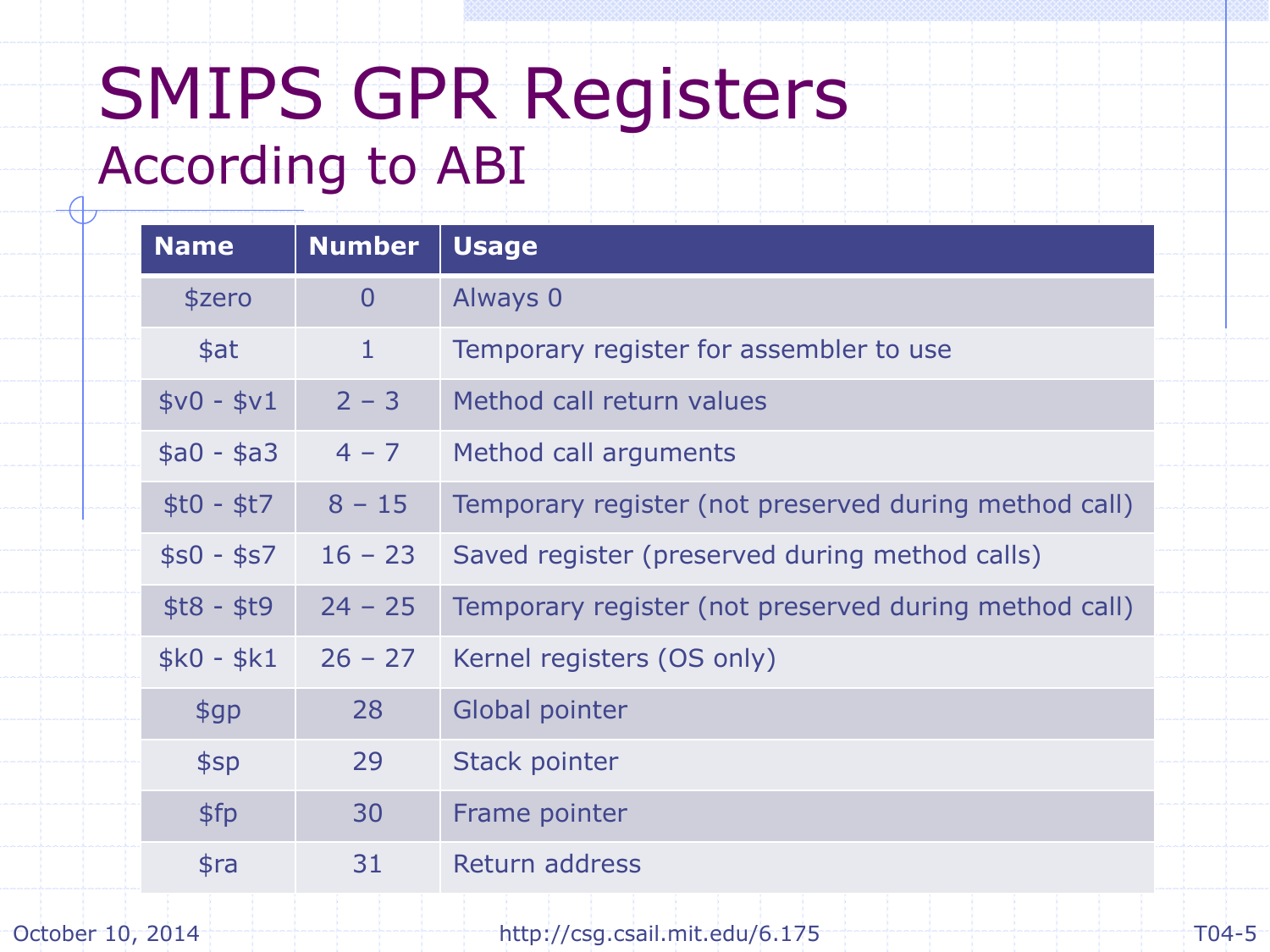# SMIPS GPR Registers

## According to ABI

| Name | Number | Usage |
|---|---|---|
| $zero | 0 | Always 0 |
| $at | 1 | Temporary register for assembler to use |
| $v0 - $v1 | 2 – 3 | Method call return values |
| $a0 - $a3 | 4 – 7 | Method call arguments |
| $t0 - $t7 | 8 – 15 | Temporary register (not preserved during method call) |
| $s0 - $s7 | 16 – 23 | Saved register (preserved during method calls) |
| $t8 - $t9 | 24 – 25 | Temporary register (not preserved during method call) |
| $k0 - $k1 | 26 – 27 | Kernel registers (OS only) |
| $gp | 28 | Global pointer |
| $sp | 29 | Stack pointer |
| $fp | 30 | Frame pointer |
| $ra | 31 | Return address |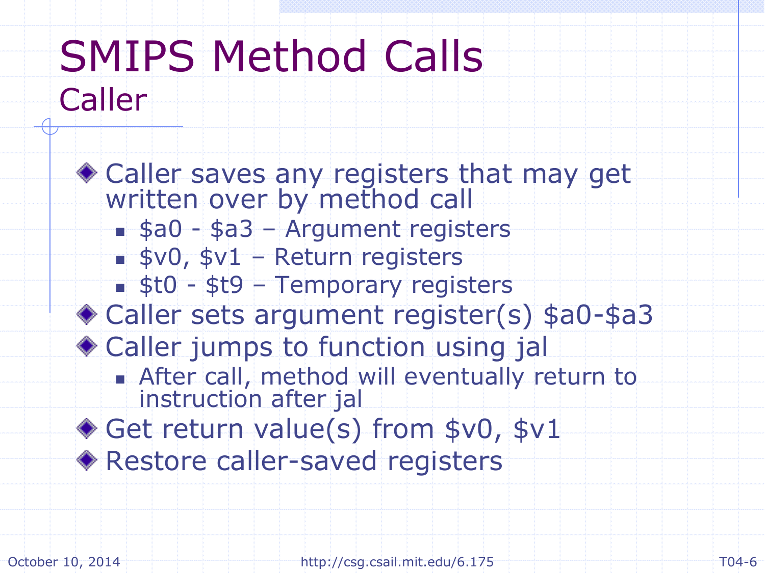# SMIPS Method Calls

## Caller

- Caller saves any registers that may get written over by method call
  - $a0 - $a3 – Argument registers
  - $v0, $v1 – Return registers
  - $t0 - $t9 – Temporary registers
- Caller sets argument register(s) $a0-$a3
- Caller jumps to function using jal
  - After call, method will eventually return to instruction after jal
- Get return value(s) from $v0, $v1
- Restore caller-saved registers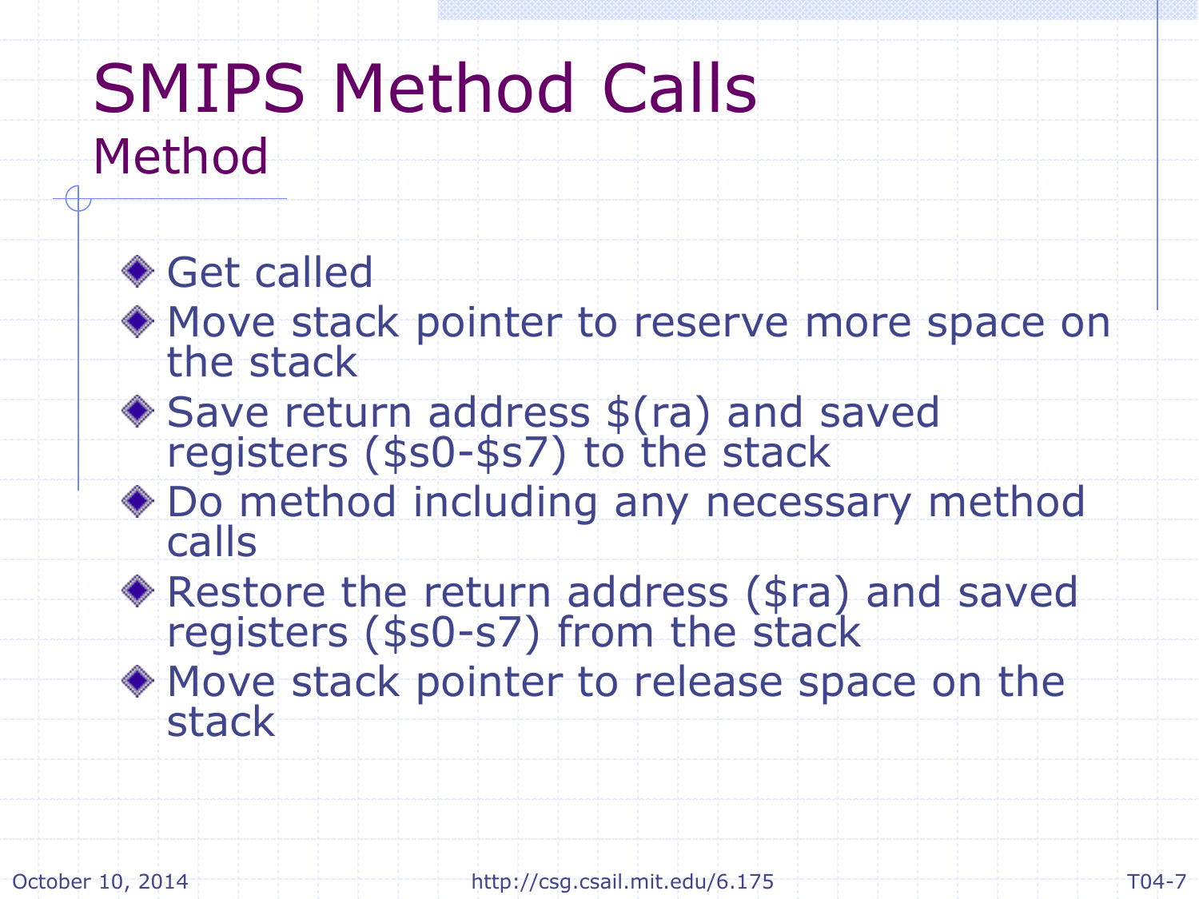# SMIPS Method Calls

## Method

- Get called
- Move stack pointer to reserve more space on the stack
- Save return address $(ra) and saved registers ($s0-$s7) to the stack
- Do method including any necessary method calls
- Restore the return address ($ra) and saved registers ($s0-s7) from the stack
- Move stack pointer to release space on the stack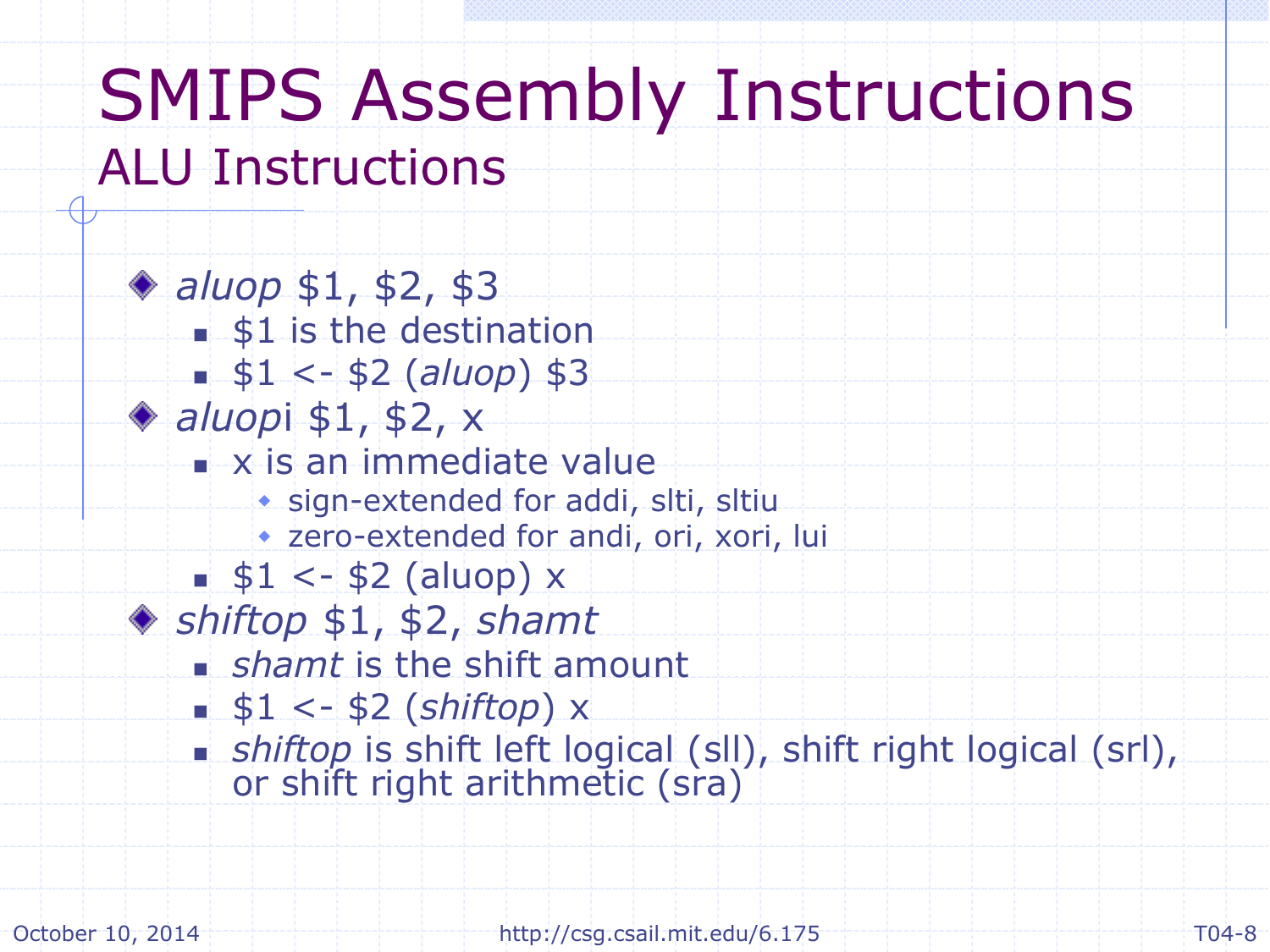# SMIPS Assembly Instructions

## ALU Instructions

- *aluop* $1, $2, $3
  - $1 is the destination
  - $1 <- $2 (*aluop*) $3
- *aluop*i $1, $2, x
  - x is an immediate value
    - sign-extended for addi, slti, sltiu
    - zero-extended for andi, ori, xori, lui
  - $1 <- $2 (aluop) x
- *shiftop* $1, $2, *shamt*
  - *shamt* is the shift amount
  - $1 <- $2 (*shiftop*) x
  - *shiftop* is shift left logical (sll), shift right logical (srl), or shift right arithmetic (sra)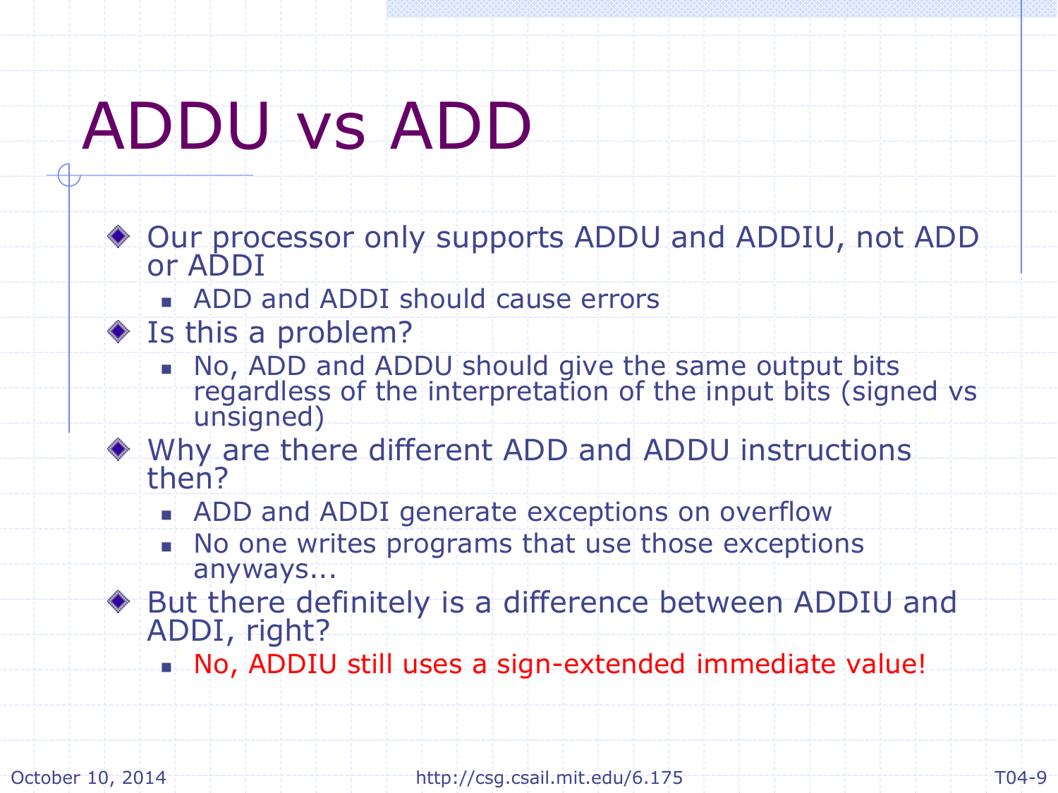# ADDU vs ADD

- Our processor only supports ADDU and ADDIU, not ADD or ADDI
  - ADD and ADDI should cause errors
- Is this a problem?
  - No, ADD and ADDU should give the same output bits regardless of the interpretation of the input bits (signed vs unsigned)
- Why are there different ADD and ADDU instructions then?
  - ADD and ADDI generate exceptions on overflow
  - No one writes programs that use those exceptions anyways...
- But there definitely is a difference between ADDIU and ADDI, right?
  - No, ADDIU still uses a sign-extended immediate value!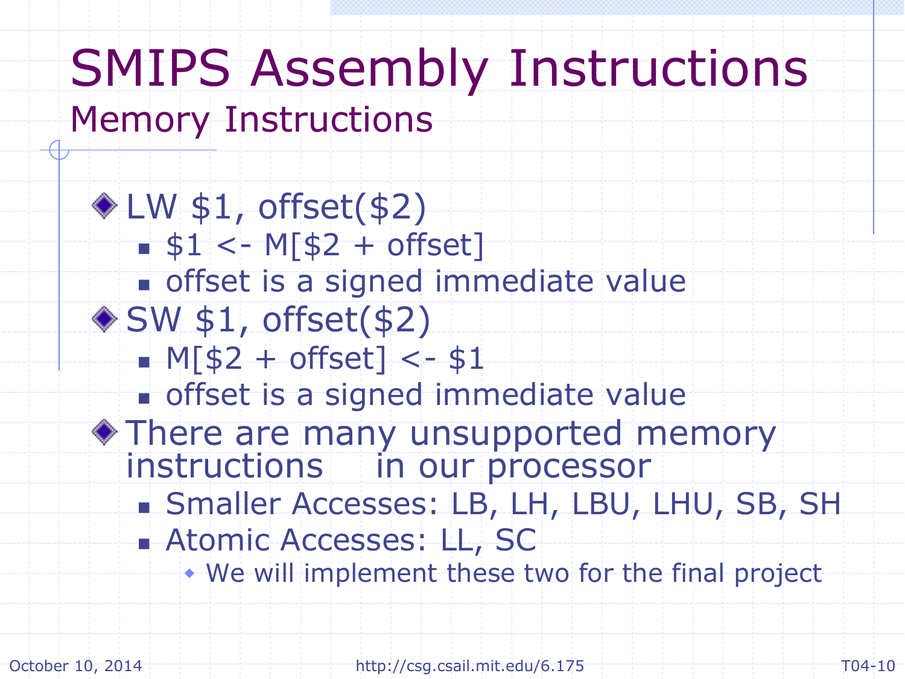# SMIPS Assembly Instructions

## Memory Instructions

- LW $1, offset($2)
  - $1 <- M[$2 + offset]
  - offset is a signed immediate value
- SW $1, offset($2)
  - M[$2 + offset] <- $1
  - offset is a signed immediate value
- There are many unsupported memory instructions in our processor
  - Smaller Accesses: LB, LH, LBU, LHU, SB, SH
  - Atomic Accesses: LL, SC
    - We will implement these two for the final project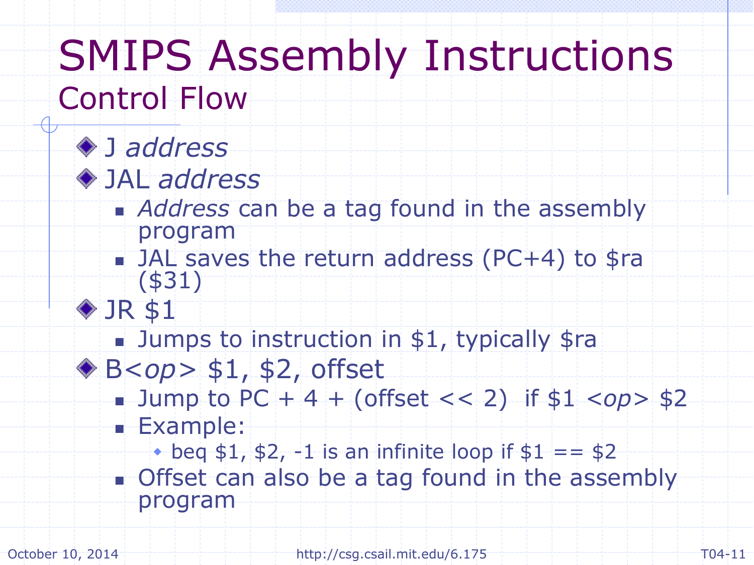# SMIPS Assembly Instructions

## Control Flow

- J *address*
- JAL *address*
  - *Address* can be a tag found in the assembly program
  - JAL saves the return address (PC+4) to $ra ($31)
- JR $1
  - Jumps to instruction in $1, typically $ra
- B<*op*> $1, $2, offset
  - Jump to PC + 4 + (offset << 2) if $1 <*op*> $2
  - Example:
    - beq $1, $2, -1 is an infinite loop if $1 == $2
  - Offset can also be a tag found in the assembly program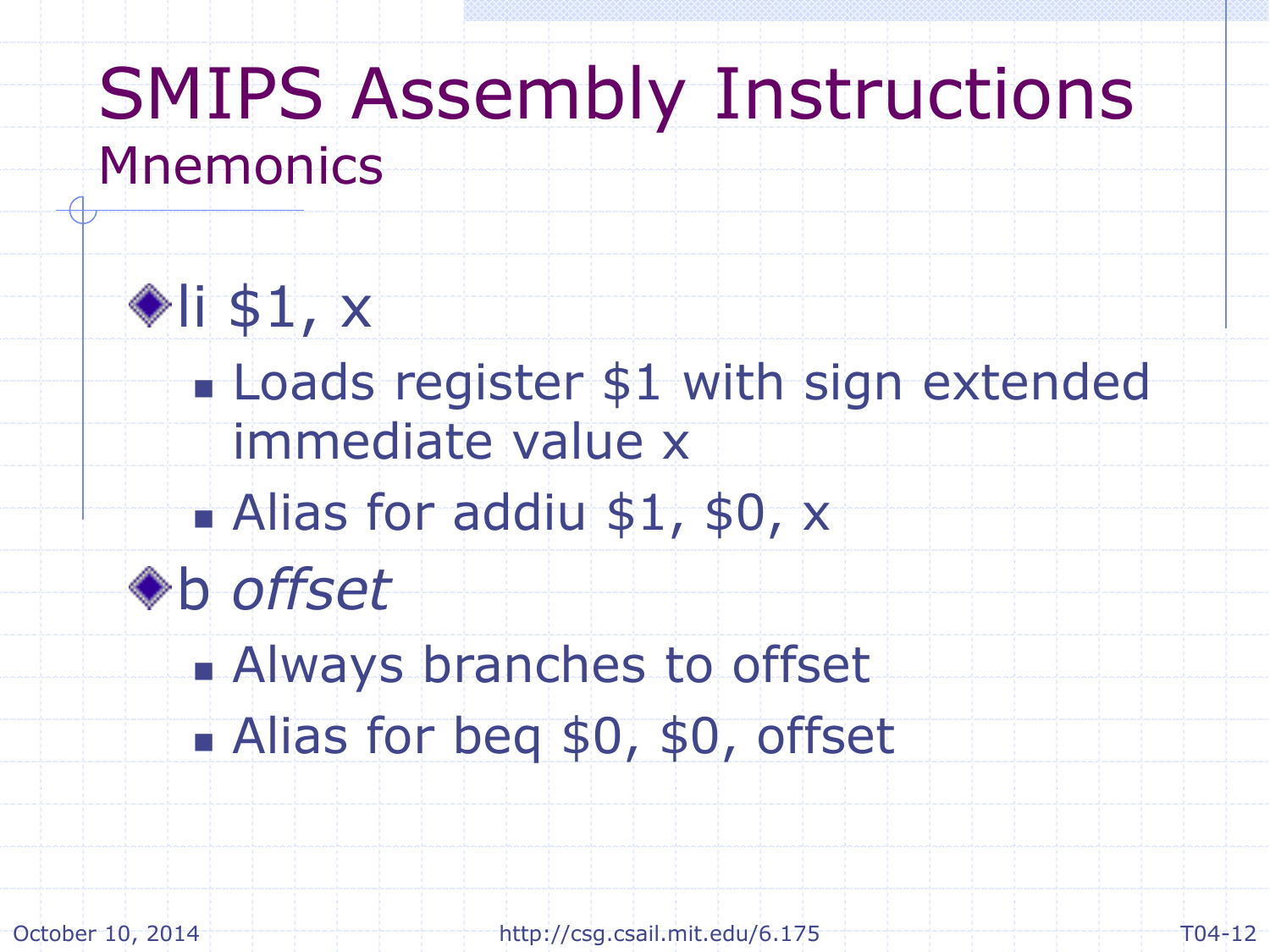# SMIPS Assembly Instructions

## Mnemonics

- li $1, x
  - Loads register $1 with sign extended immediate value x
  - Alias for addiu $1, $0, x
- b *offset*
  - Always branches to offset
  - Alias for beq $0, $0, offset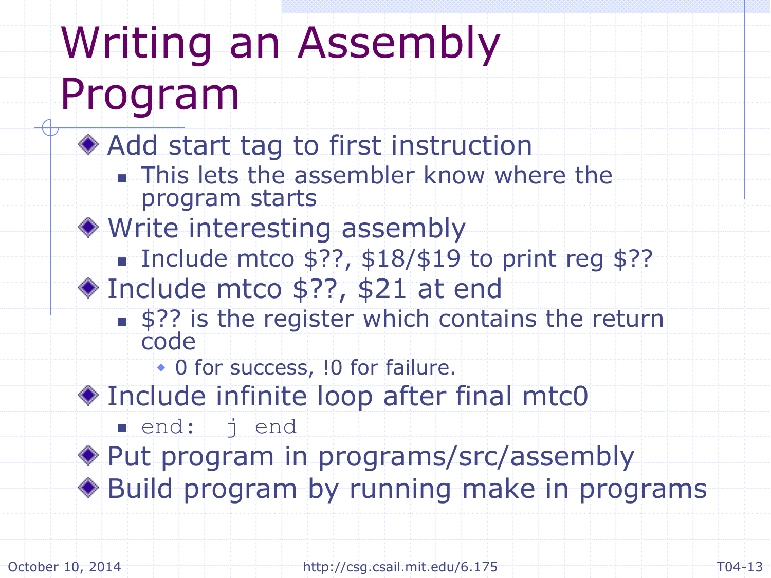# Writing an Assembly Program

- Add start tag to first instruction
  - This lets the assembler know where the program starts
- Write interesting assembly
  - Include mtco $??, $18/$19 to print reg $??
- Include mtco $??, $21 at end
  - $?? is the register which contains the return code
    - 0 for success, !0 for failure.
- Include infinite loop after final mtc0
  - `end:  j end`
- Put program in programs/src/assembly
- Build program by running make in programs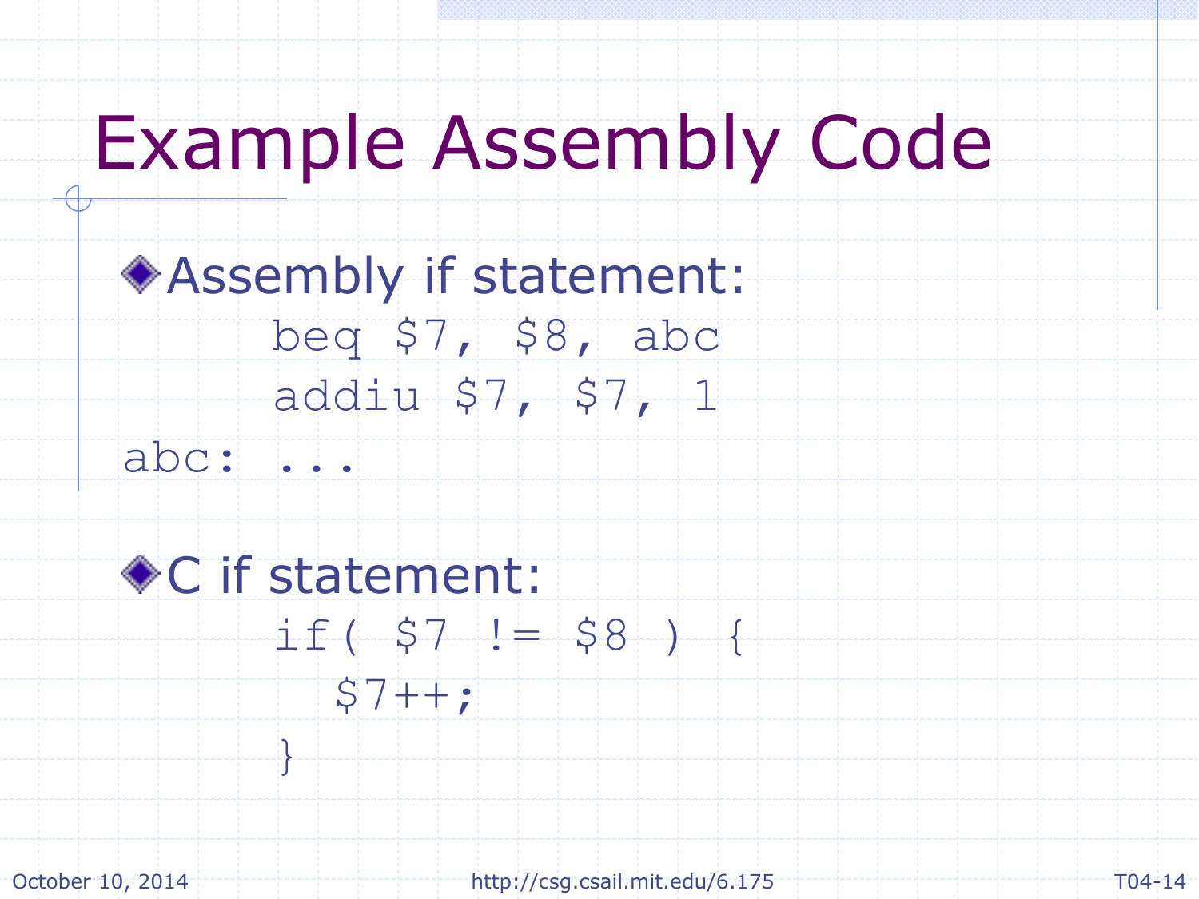# Example Assembly Code

- Assembly if statement:

```
      beq $7, $8, abc
      addiu $7, $7, 1
abc: ...
```

- C if statement:

```
      if( $7 != $8 ) {
        $7++;
      }
```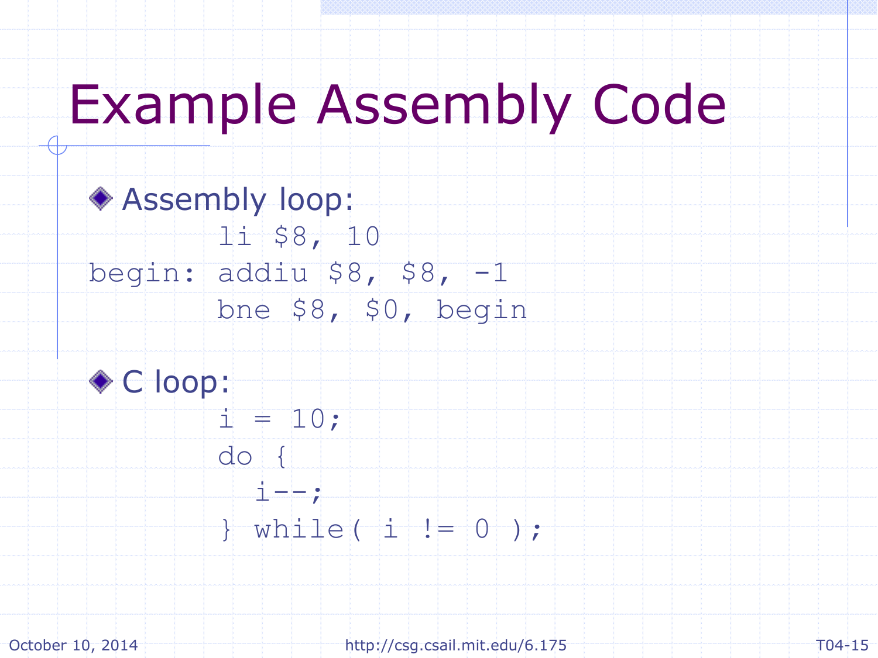# Example Assembly Code

- Assembly loop:

```
       li $8, 10
begin: addiu $8, $8, -1
       bne $8, $0, begin
```

- C loop:

```
i = 10;
do {
  i--;
} while( i != 0 );
```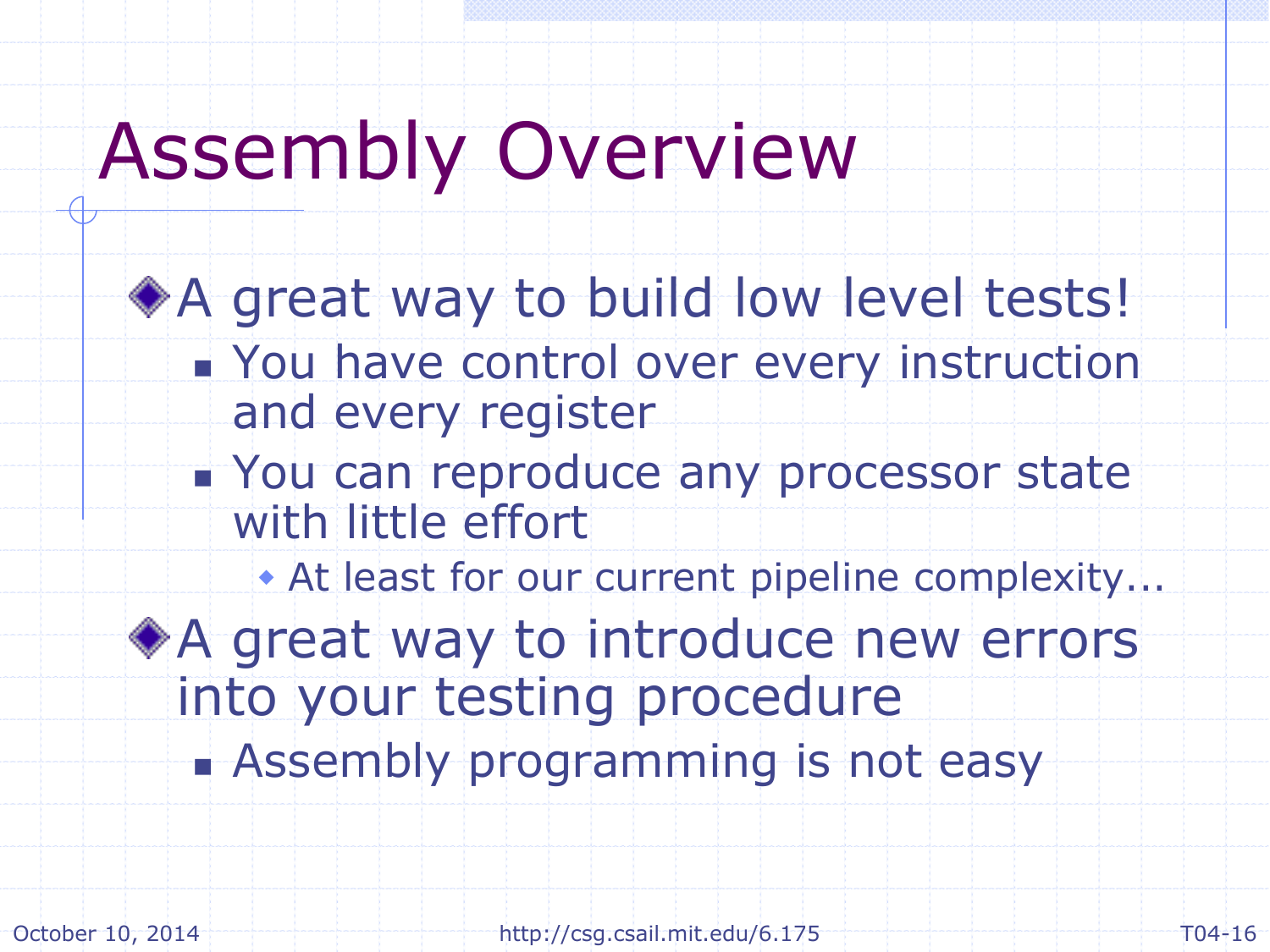# Assembly Overview

- A great way to build low level tests!
  - You have control over every instruction and every register
  - You can reproduce any processor state with little effort
    - At least for our current pipeline complexity...
- A great way to introduce new errors into your testing procedure
  - Assembly programming is not easy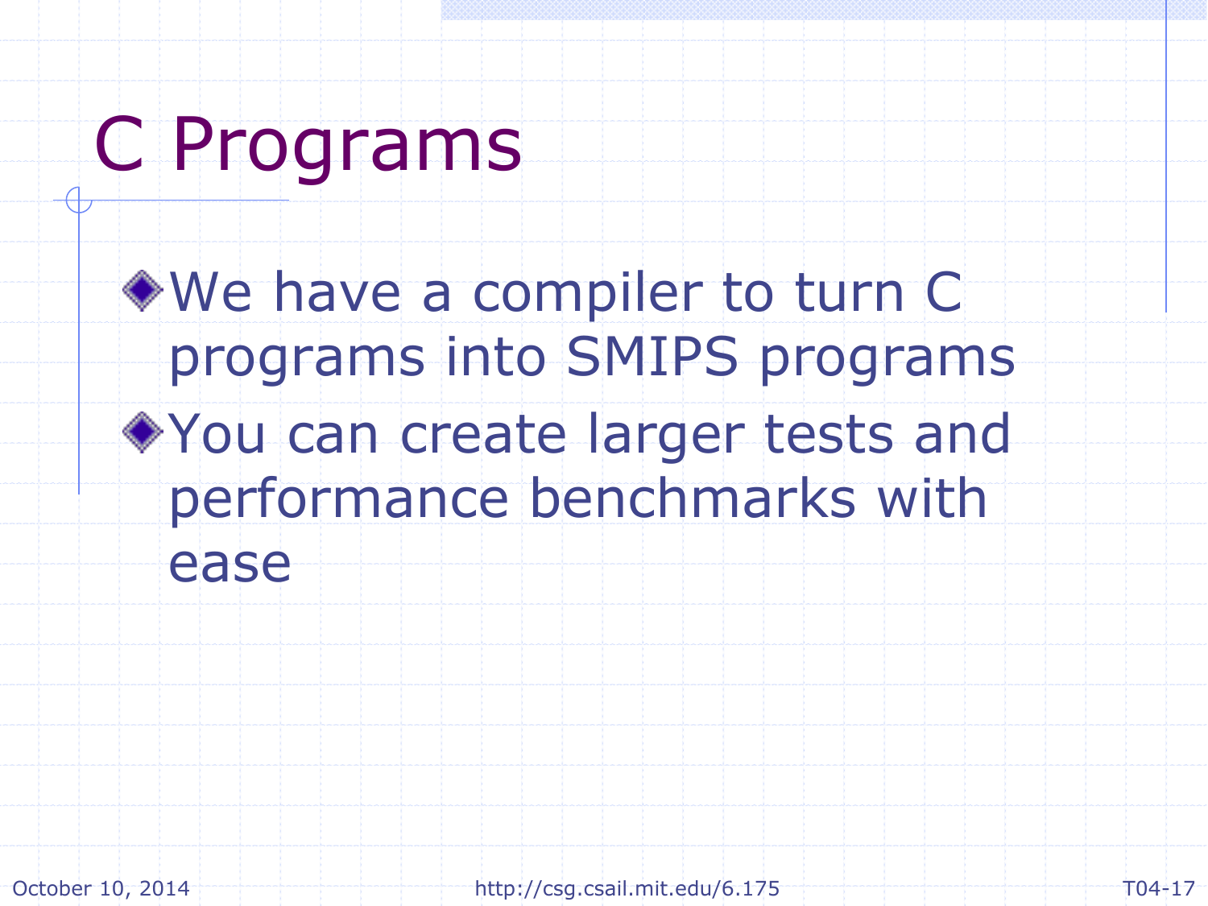# C Programs

- We have a compiler to turn C programs into SMIPS programs
- You can create larger tests and performance benchmarks with ease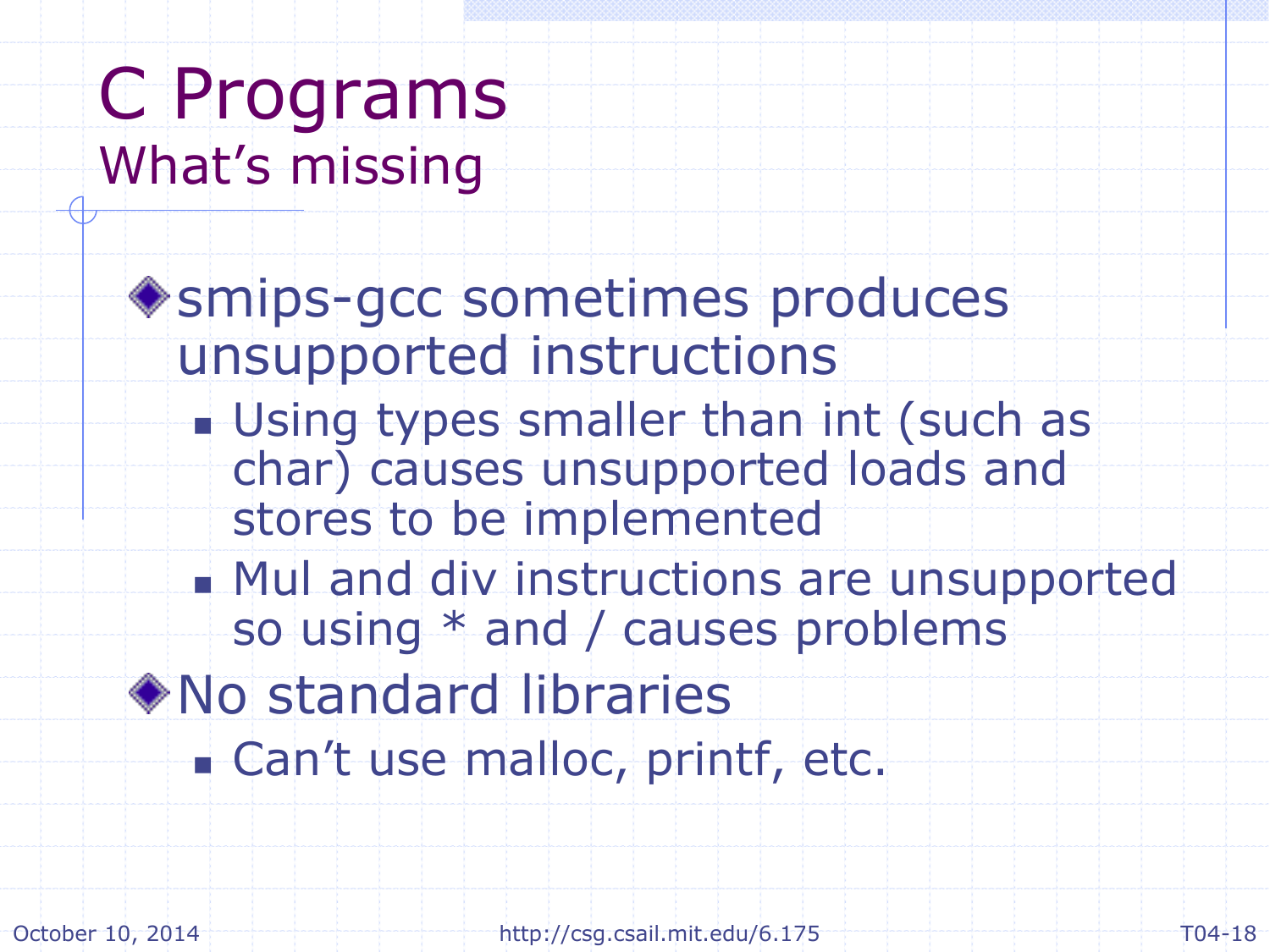# C Programs

## What's missing

- smips-gcc sometimes produces unsupported instructions
  - Using types smaller than int (such as char) causes unsupported loads and stores to be implemented
  - Mul and div instructions are unsupported so using * and / causes problems
- No standard libraries
  - Can't use malloc, printf, etc.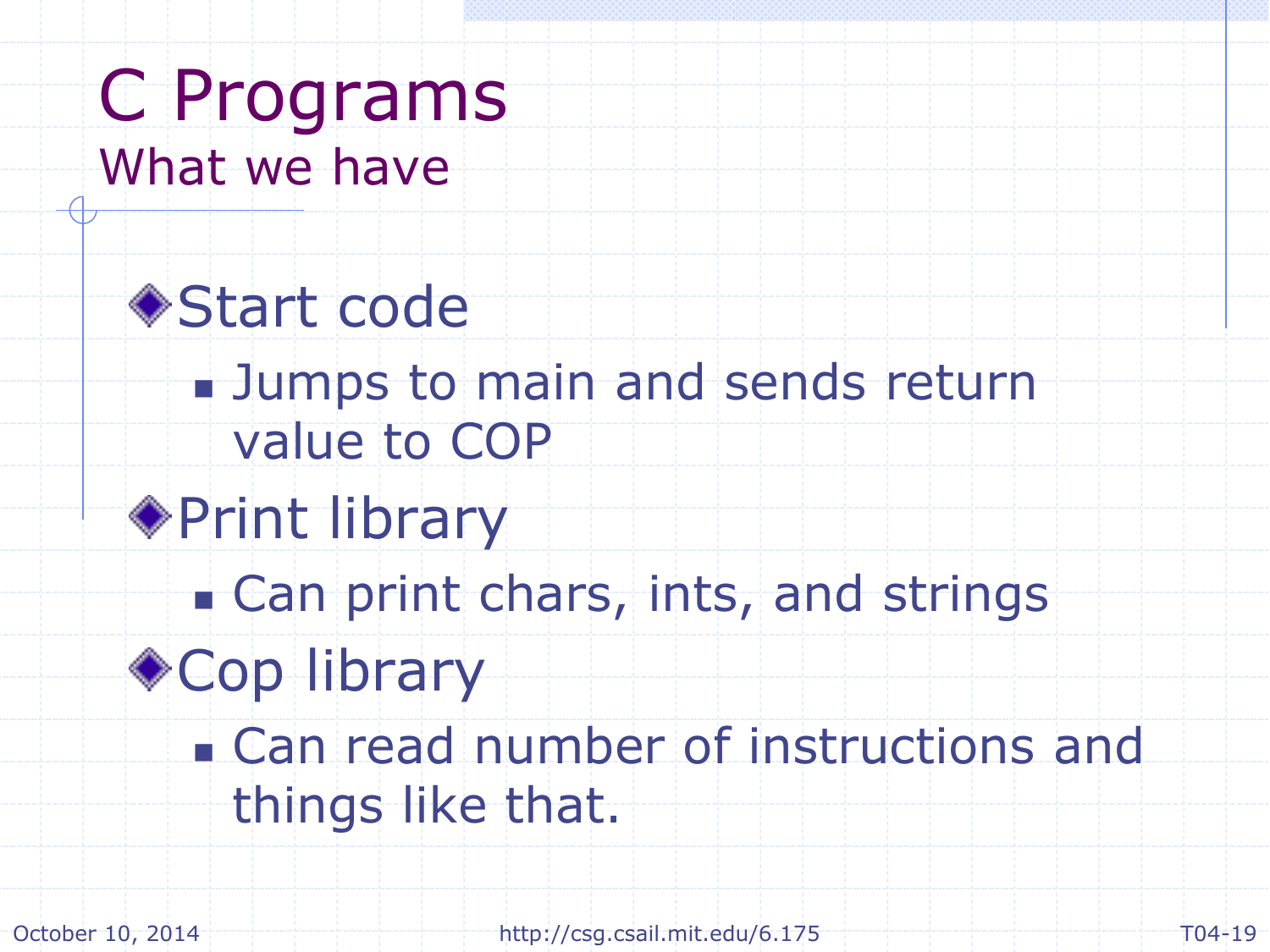# C Programs

## What we have

- Start code
  - Jumps to main and sends return value to COP
- Print library
  - Can print chars, ints, and strings
- Cop library
  - Can read number of instructions and things like that.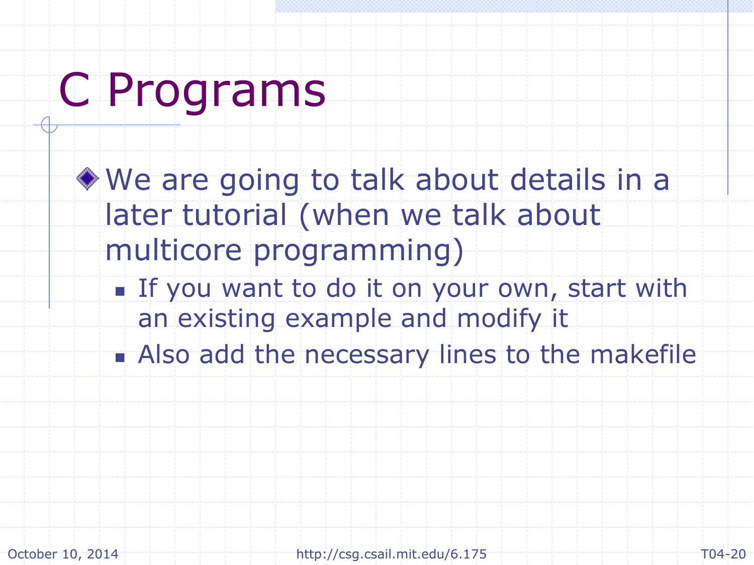# C Programs

- We are going to talk about details in a later tutorial (when we talk about multicore programming)
  - If you want to do it on your own, start with an existing example and modify it
  - Also add the necessary lines to the makefile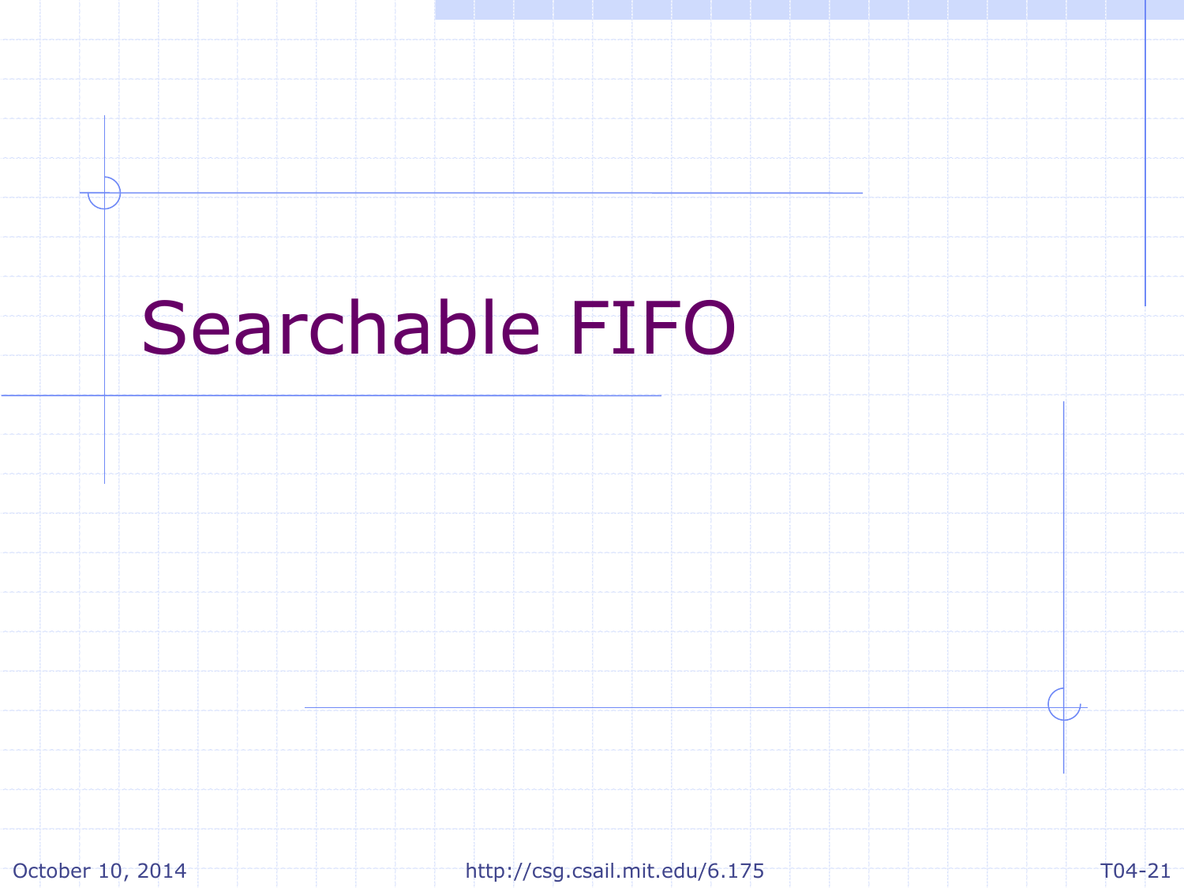# Searchable FIFO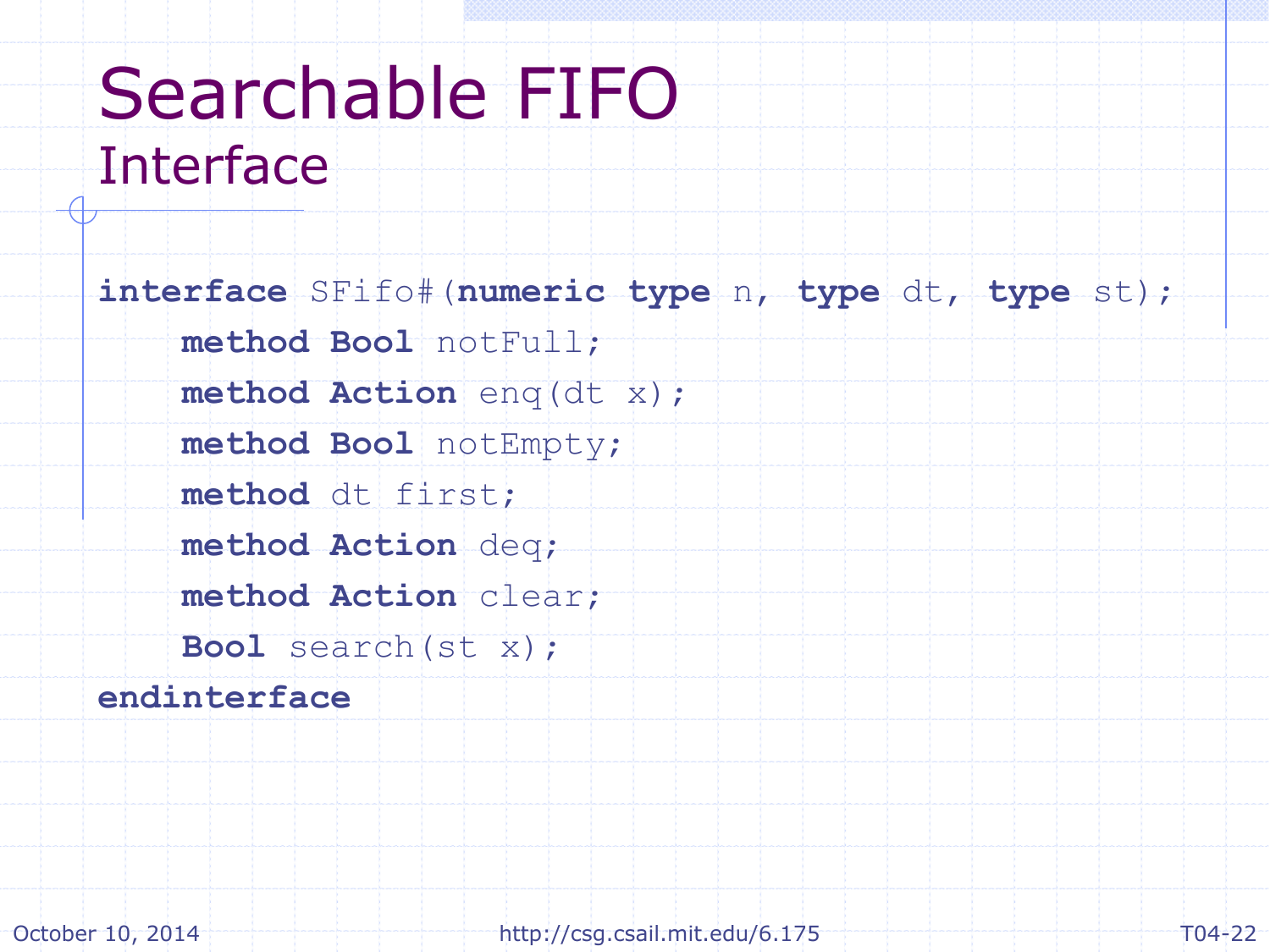# Searchable FIFO

## Interface

```
interface SFifo#(numeric type n, type dt, type st);
    method Bool notFull;
    method Action enq(dt x);
    method Bool notEmpty;
    method dt first;
    method Action deq;
    method Action clear;
    Bool search(st x);
endinterface
```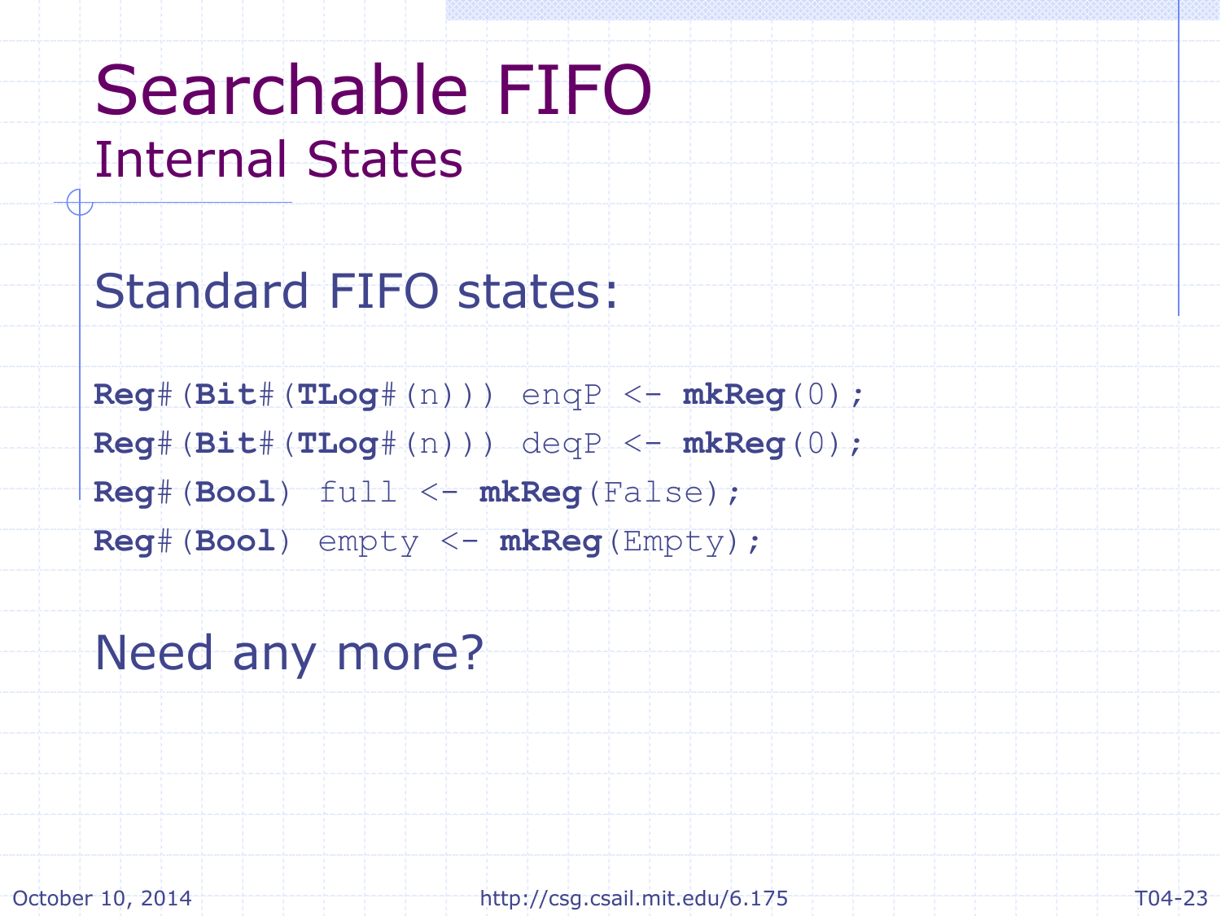# Searchable FIFO

## Internal States

Standard FIFO states:

```
Reg#(Bit#(TLog#(n))) enqP <- mkReg(0);
Reg#(Bit#(TLog#(n))) deqP <- mkReg(0);
Reg#(Bool) full <- mkReg(False);
Reg#(Bool) empty <- mkReg(Empty);
```

Need any more?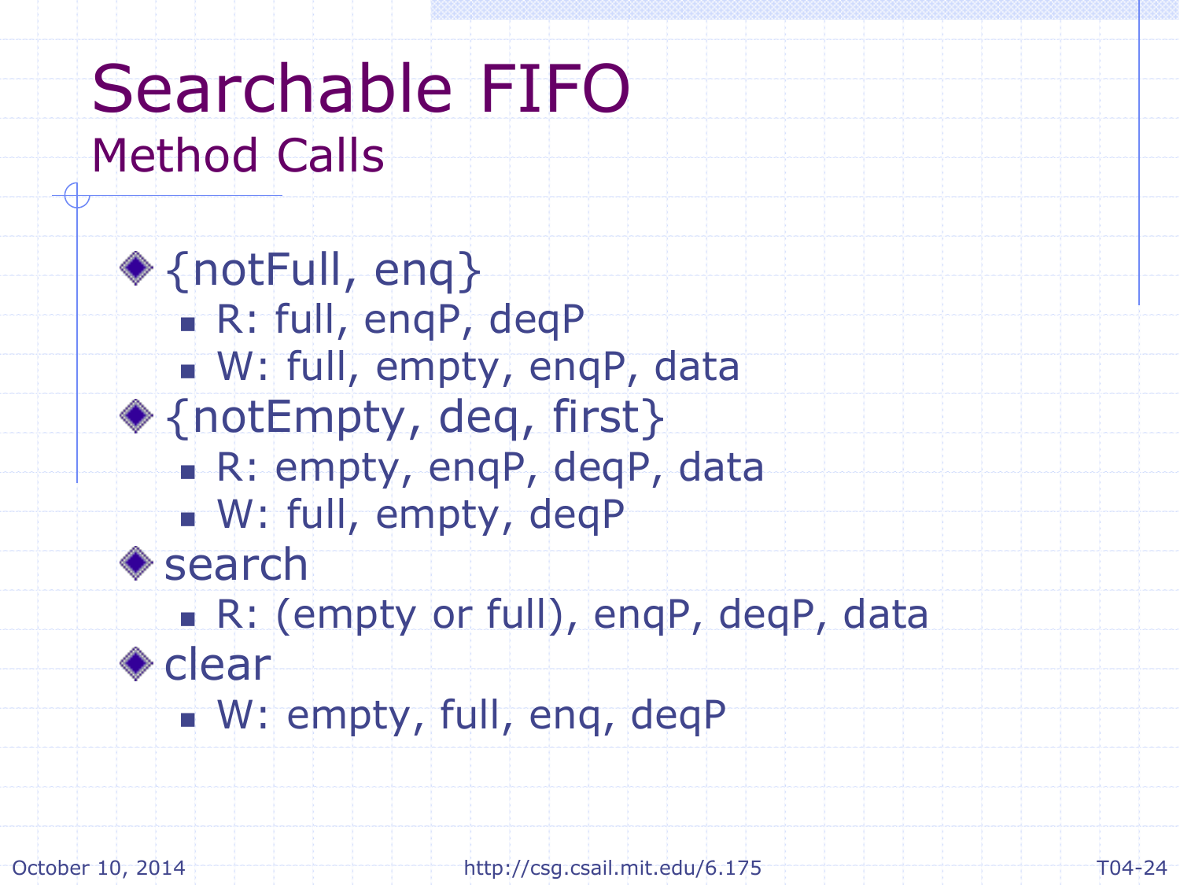# Searchable FIFO

## Method Calls

- {notFull, enq}
  - R: full, enqP, deqP
  - W: full, empty, enqP, data
- {notEmpty, deq, first}
  - R: empty, enqP, deqP, data
  - W: full, empty, deqP
- search
  - R: (empty or full), enqP, deqP, data
- clear
  - W: empty, full, enq, deqP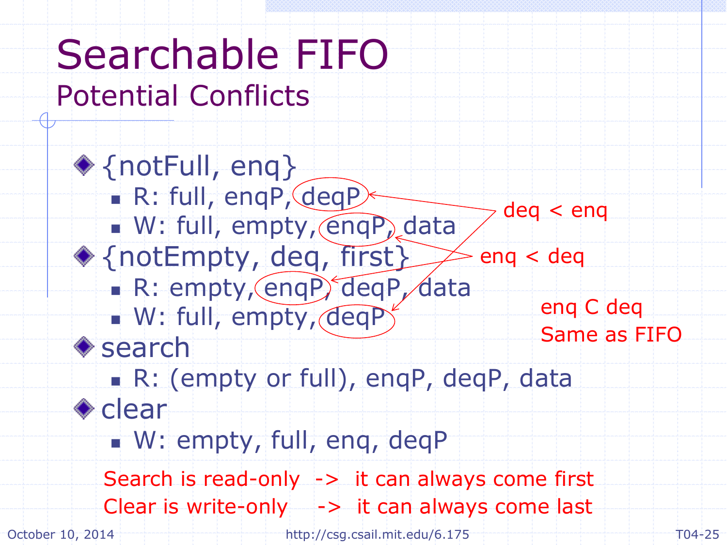# Searchable FIFO

## Potential Conflicts

- {notFull, enq}
  - R: full, enqP, deqP
  - W: full, empty, enqP, data
- {notEmpty, deq, first}
  - R: empty, enqP, deqP, data
  - W: full, empty, deqP
- search
  - R: (empty or full), enqP, deqP, data
- clear
  - W: empty, full, enq, deqP

deq < enq

enq < deq

enq C deq
Same as FIFO

Search is read-only -> it can always come first

Clear is write-only -> it can always come last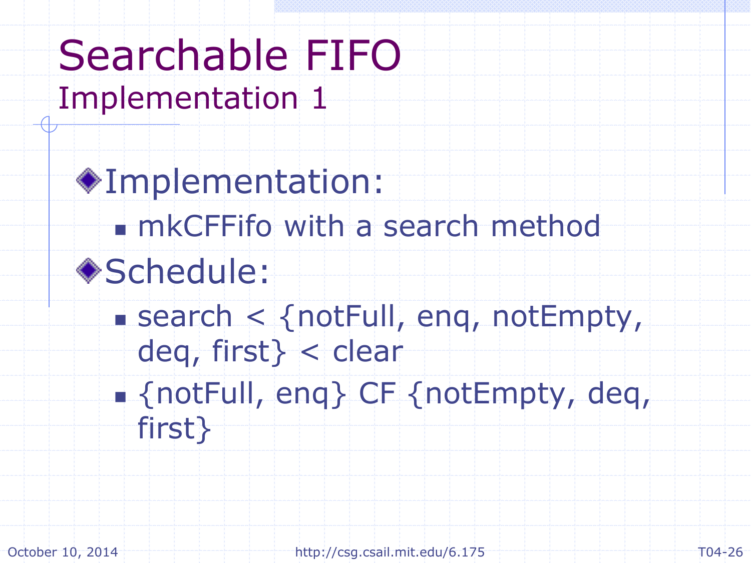# Searchable FIFO

## Implementation 1

- Implementation:
  - mkCFFifo with a search method
- Schedule:
  - search < {notFull, enq, notEmpty, deq, first} < clear
  - {notFull, enq} CF {notEmpty, deq, first}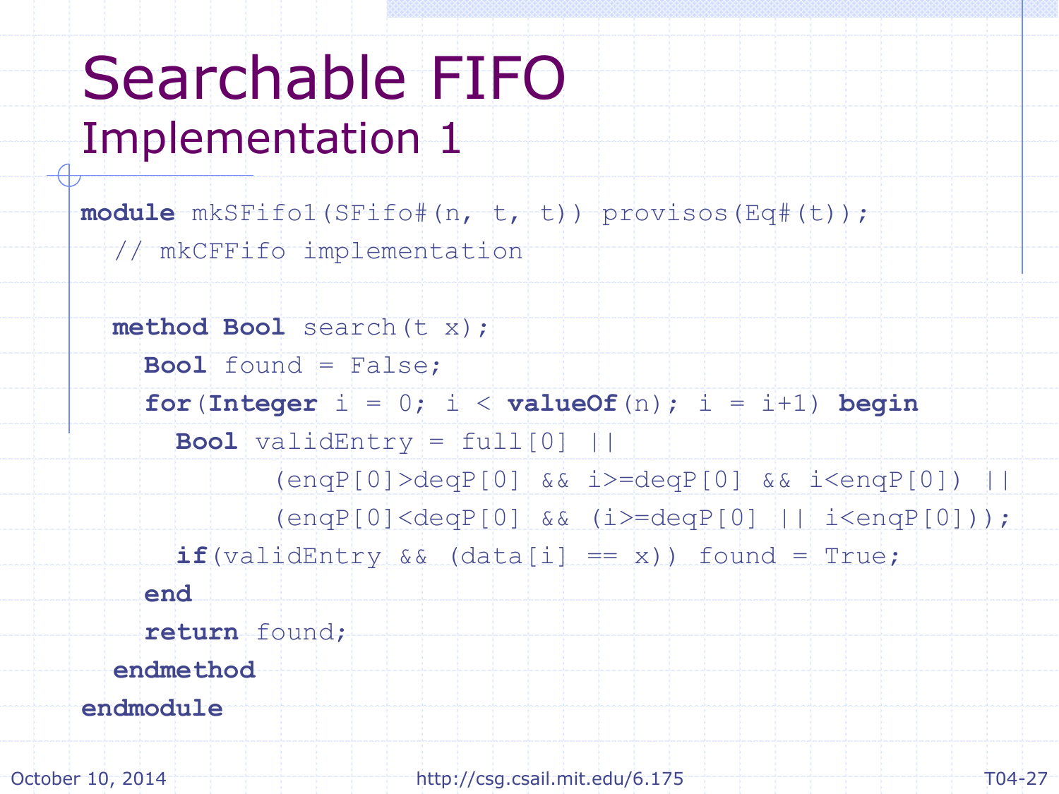# Searchable FIFO

## Implementation 1

```
module mkSFifo1(SFifo#(n, t, t)) provisos(Eq#(t));
  // mkCFFifo implementation

  method Bool search(t x);
    Bool found = False;
    for(Integer i = 0; i < valueOf(n); i = i+1) begin
      Bool validEntry = full[0] ||
            (enqP[0]>deqP[0] && i>=deqP[0] && i<enqP[0]) ||
            (enqP[0]<deqP[0] && (i>=deqP[0] || i<enqP[0]));
      if(validEntry && (data[i] == x)) found = True;
    end
    return found;
  endmethod
endmodule
```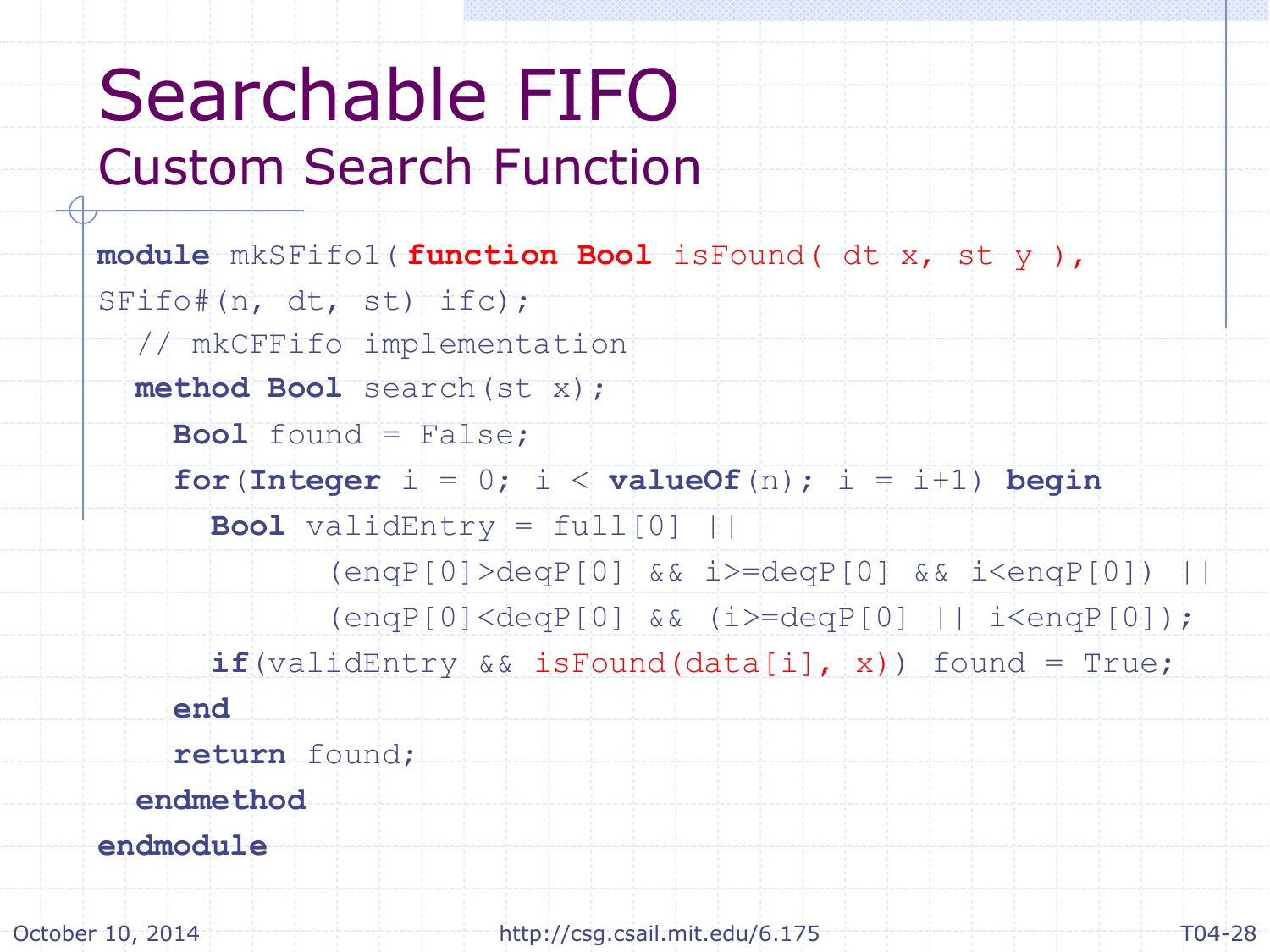# Searchable FIFO
## Custom Search Function

```
module mkSFifo1( function Bool isFound( dt x, st y ),
SFifo#(n, dt, st) ifc);
  // mkCFFifo implementation
  method Bool search(st x);
    Bool found = False;
    for(Integer i = 0; i < valueOf(n); i = i+1) begin
      Bool validEntry = full[0] ||
            (enqP[0]>deqP[0] && i>=deqP[0] && i<enqP[0]) ||
            (enqP[0]<deqP[0] && (i>=deqP[0] || i<enqP[0]);
      if(validEntry && isFound(data[i], x)) found = True;
    end
    return found;
  endmethod
endmodule
```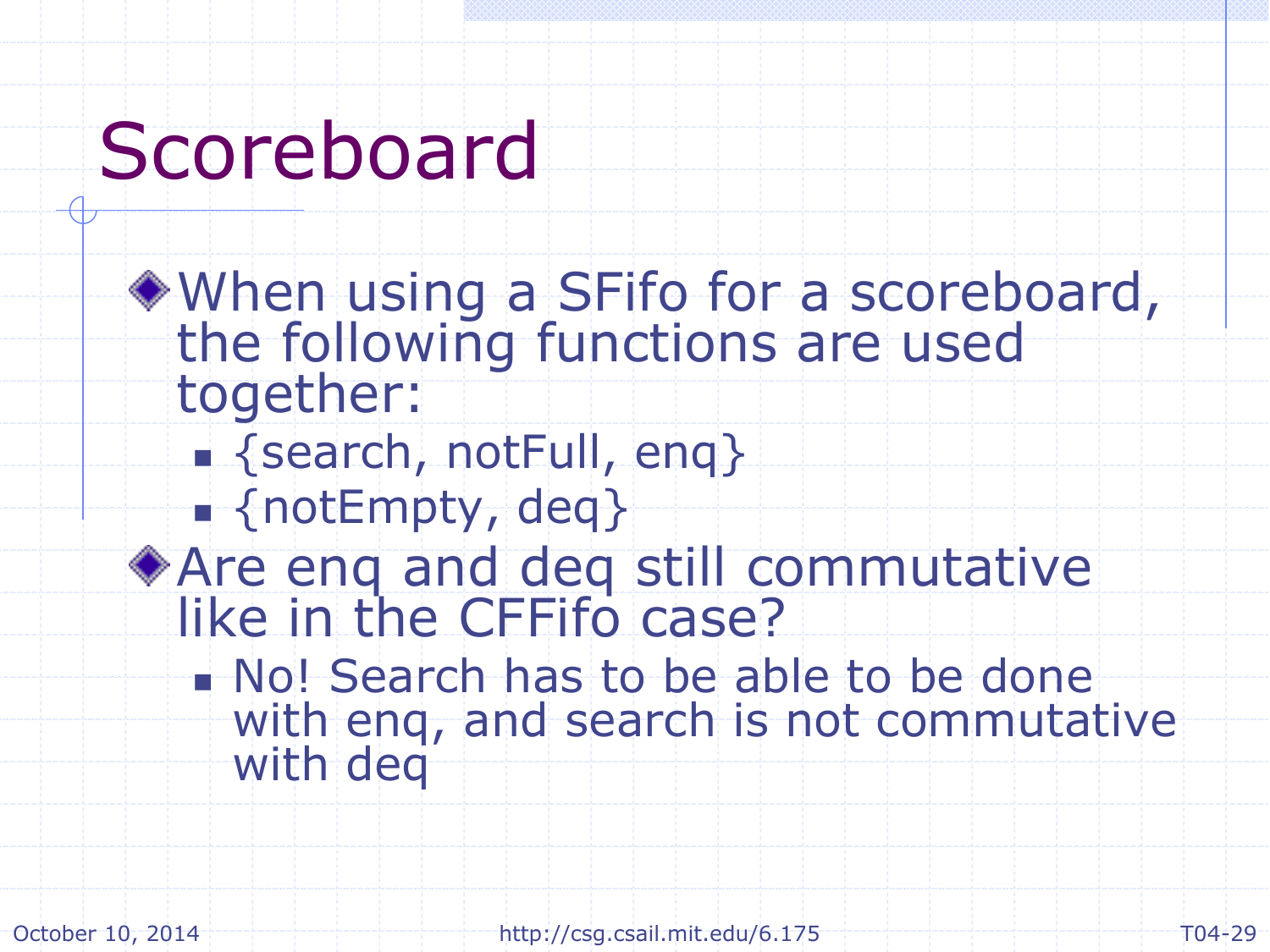# Scoreboard

- When using a SFifo for a scoreboard, the following functions are used together:
  - {search, notFull, enq}
  - {notEmpty, deq}
- Are enq and deq still commutative like in the CFFifo case?
  - No! Search has to be able to be done with enq, and search is not commutative with deq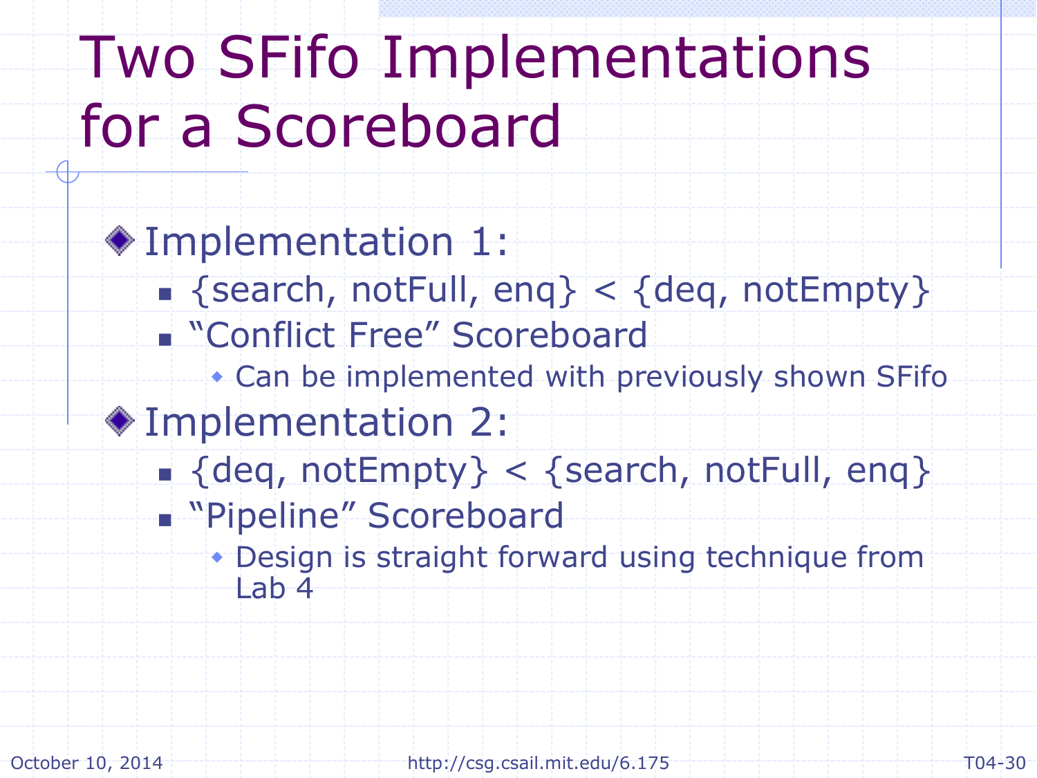# Two SFifo Implementations for a Scoreboard

- Implementation 1:
  - {search, notFull, enq} < {deq, notEmpty}
  - “Conflict Free” Scoreboard
    - Can be implemented with previously shown SFifo
- Implementation 2:
  - {deq, notEmpty} < {search, notFull, enq}
  - “Pipeline” Scoreboard
    - Design is straight forward using technique from Lab 4